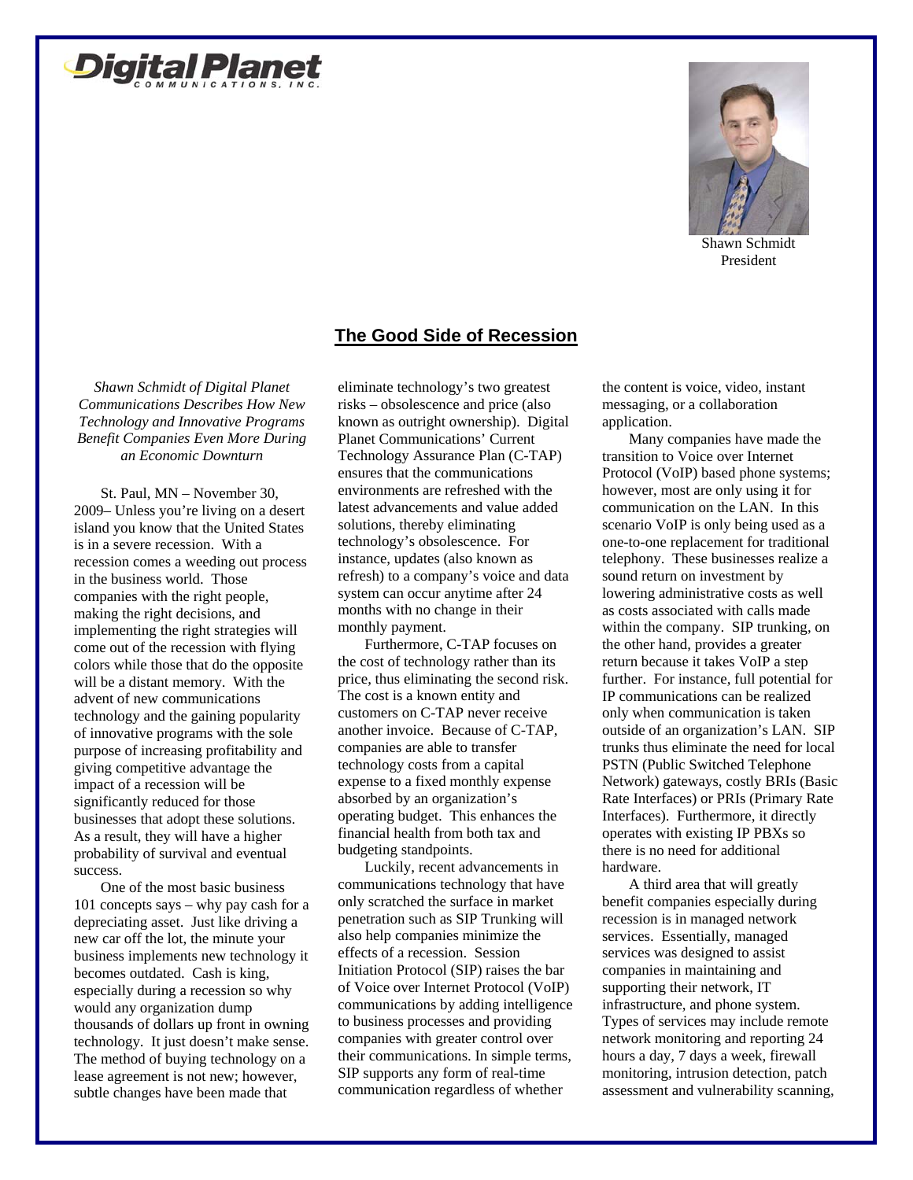Digital Planet Communications, Inc.

Shawn Schmidt
President

## The Good Side of Recession

*Shawn Schmidt of Digital Planet Communications Describes How New Technology and Innovative Programs Benefit Companies Even More During an Economic Downturn*

St. Paul, MN – November 30, 2009– Unless you're living on a desert island you know that the United States is in a severe recession. With a recession comes a weeding out process in the business world. Those companies with the right people, making the right decisions, and implementing the right strategies will come out of the recession with flying colors while those that do the opposite will be a distant memory. With the advent of new communications technology and the gaining popularity of innovative programs with the sole purpose of increasing profitability and giving competitive advantage the impact of a recession will be significantly reduced for those businesses that adopt these solutions. As a result, they will have a higher probability of survival and eventual success.

One of the most basic business 101 concepts says – why pay cash for a depreciating asset. Just like driving a new car off the lot, the minute your business implements new technology it becomes outdated. Cash is king, especially during a recession so why would any organization dump thousands of dollars up front in owning technology. It just doesn't make sense. The method of buying technology on a lease agreement is not new; however, subtle changes have been made that eliminate technology's two greatest risks – obsolescence and price (also known as outright ownership). Digital Planet Communications' Current Technology Assurance Plan (C-TAP) ensures that the communications environments are refreshed with the latest advancements and value added solutions, thereby eliminating technology's obsolescence. For instance, updates (also known as refresh) to a company's voice and data system can occur anytime after 24 months with no change in their monthly payment.

Furthermore, C-TAP focuses on the cost of technology rather than its price, thus eliminating the second risk. The cost is a known entity and customers on C-TAP never receive another invoice. Because of C-TAP, companies are able to transfer technology costs from a capital expense to a fixed monthly expense absorbed by an organization's operating budget. This enhances the financial health from both tax and budgeting standpoints.

Luckily, recent advancements in communications technology that have only scratched the surface in market penetration such as SIP Trunking will also help companies minimize the effects of a recession. Session Initiation Protocol (SIP) raises the bar of Voice over Internet Protocol (VoIP) communications by adding intelligence to business processes and providing companies with greater control over their communications. In simple terms, SIP supports any form of real-time communication regardless of whether the content is voice, video, instant messaging, or a collaboration application.

Many companies have made the transition to Voice over Internet Protocol (VoIP) based phone systems; however, most are only using it for communication on the LAN. In this scenario VoIP is only being used as a one-to-one replacement for traditional telephony. These businesses realize a sound return on investment by lowering administrative costs as well as costs associated with calls made within the company. SIP trunking, on the other hand, provides a greater return because it takes VoIP a step further. For instance, full potential for IP communications can be realized only when communication is taken outside of an organization's LAN. SIP trunks thus eliminate the need for local PSTN (Public Switched Telephone Network) gateways, costly BRIs (Basic Rate Interfaces) or PRIs (Primary Rate Interfaces). Furthermore, it directly operates with existing IP PBXs so there is no need for additional hardware.

A third area that will greatly benefit companies especially during recession is in managed network services. Essentially, managed services was designed to assist companies in maintaining and supporting their network, IT infrastructure, and phone system. Types of services may include remote network monitoring and reporting 24 hours a day, 7 days a week, firewall monitoring, intrusion detection, patch assessment and vulnerability scanning,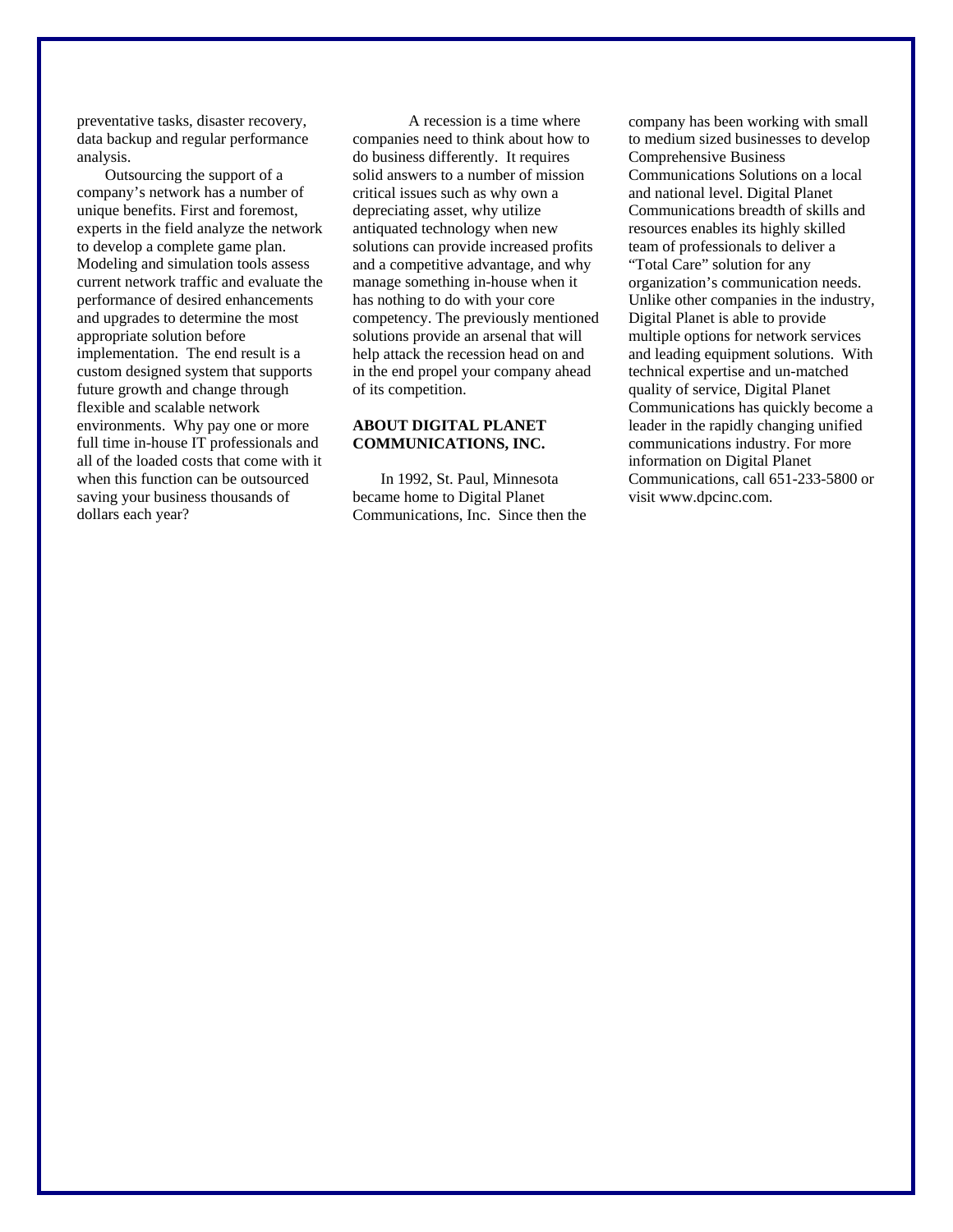preventative tasks, disaster recovery, data backup and regular performance analysis.

Outsourcing the support of a company's network has a number of unique benefits. First and foremost, experts in the field analyze the network to develop a complete game plan. Modeling and simulation tools assess current network traffic and evaluate the performance of desired enhancements and upgrades to determine the most appropriate solution before implementation. The end result is a custom designed system that supports future growth and change through flexible and scalable network environments. Why pay one or more full time in-house IT professionals and all of the loaded costs that come with it when this function can be outsourced saving your business thousands of dollars each year?

A recession is a time where companies need to think about how to do business differently. It requires solid answers to a number of mission critical issues such as why own a depreciating asset, why utilize antiquated technology when new solutions can provide increased profits and a competitive advantage, and why manage something in-house when it has nothing to do with your core competency. The previously mentioned solutions provide an arsenal that will help attack the recession head on and in the end propel your company ahead of its competition.

**ABOUT DIGITAL PLANET COMMUNICATIONS, INC.**

In 1992, St. Paul, Minnesota became home to Digital Planet Communications, Inc. Since then the company has been working with small to medium sized businesses to develop Comprehensive Business Communications Solutions on a local and national level. Digital Planet Communications breadth of skills and resources enables its highly skilled team of professionals to deliver a "Total Care" solution for any organization's communication needs. Unlike other companies in the industry, Digital Planet is able to provide multiple options for network services and leading equipment solutions. With technical expertise and un-matched quality of service, Digital Planet Communications has quickly become a leader in the rapidly changing unified communications industry. For more information on Digital Planet Communications, call 651-233-5800 or visit www.dpcinc.com.